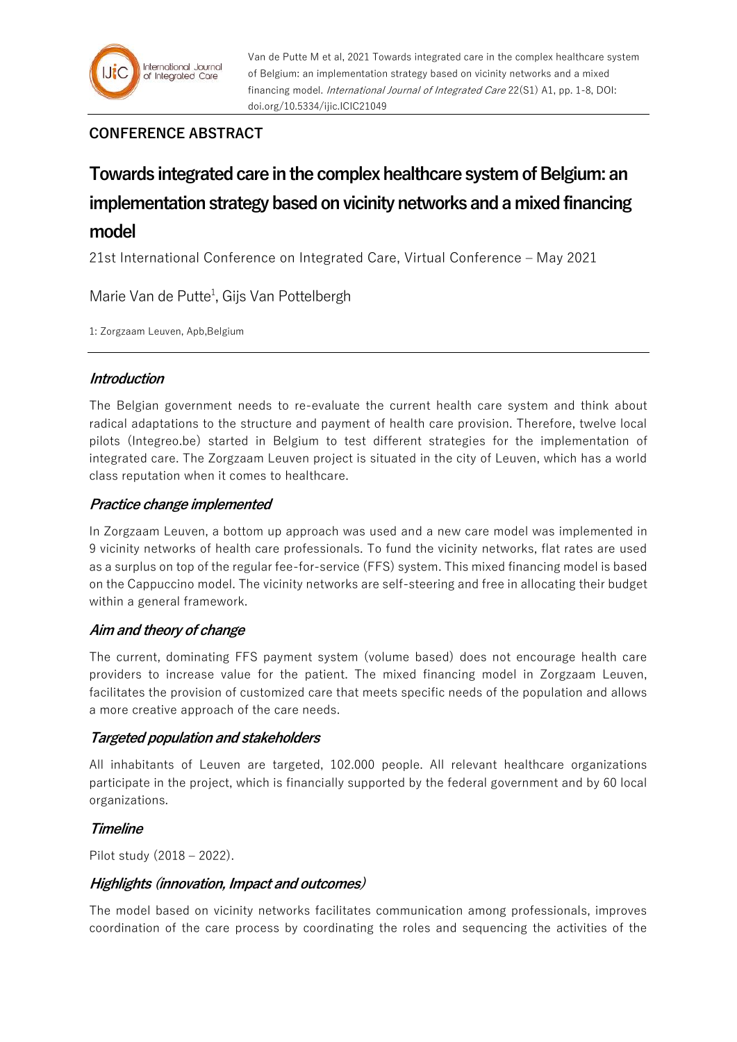**CONFERENCE ABSTRACT**

# Towards integrated care in the complex healthcare system of Belgium: an implementation strategy based on vicinity networks and a mixed financing model

21st International Conference on Integrated Care, Virtual Conference – May 2021

Marie Van de Putte[1], Gijs Van Pottelbergh

1: Zorgzaam Leuven, Apb,Belgium

## *Introduction*

The Belgian government needs to re-evaluate the current health care system and think about radical adaptations to the structure and payment of health care provision. Therefore, twelve local pilots (Integreo.be) started in Belgium to test different strategies for the implementation of integrated care. The Zorgzaam Leuven project is situated in the city of Leuven, which has a world class reputation when it comes to healthcare.

## *Practice change implemented*

In Zorgzaam Leuven, a bottom up approach was used and a new care model was implemented in 9 vicinity networks of health care professionals. To fund the vicinity networks, flat rates are used as a surplus on top of the regular fee-for-service (FFS) system. This mixed financing model is based on the Cappuccino model. The vicinity networks are self-steering and free in allocating their budget within a general framework.

## *Aim and theory of change*

The current, dominating FFS payment system (volume based) does not encourage health care providers to increase value for the patient. The mixed financing model in Zorgzaam Leuven, facilitates the provision of customized care that meets specific needs of the population and allows a more creative approach of the care needs.

## *Targeted population and stakeholders*

All inhabitants of Leuven are targeted, 102.000 people. All relevant healthcare organizations participate in the project, which is financially supported by the federal government and by 60 local organizations.

## *Timeline*

Pilot study (2018 – 2022).

## *Highlights (innovation, Impact and outcomes)*

The model based on vicinity networks facilitates communication among professionals, improves coordination of the care process by coordinating the roles and sequencing the activities of the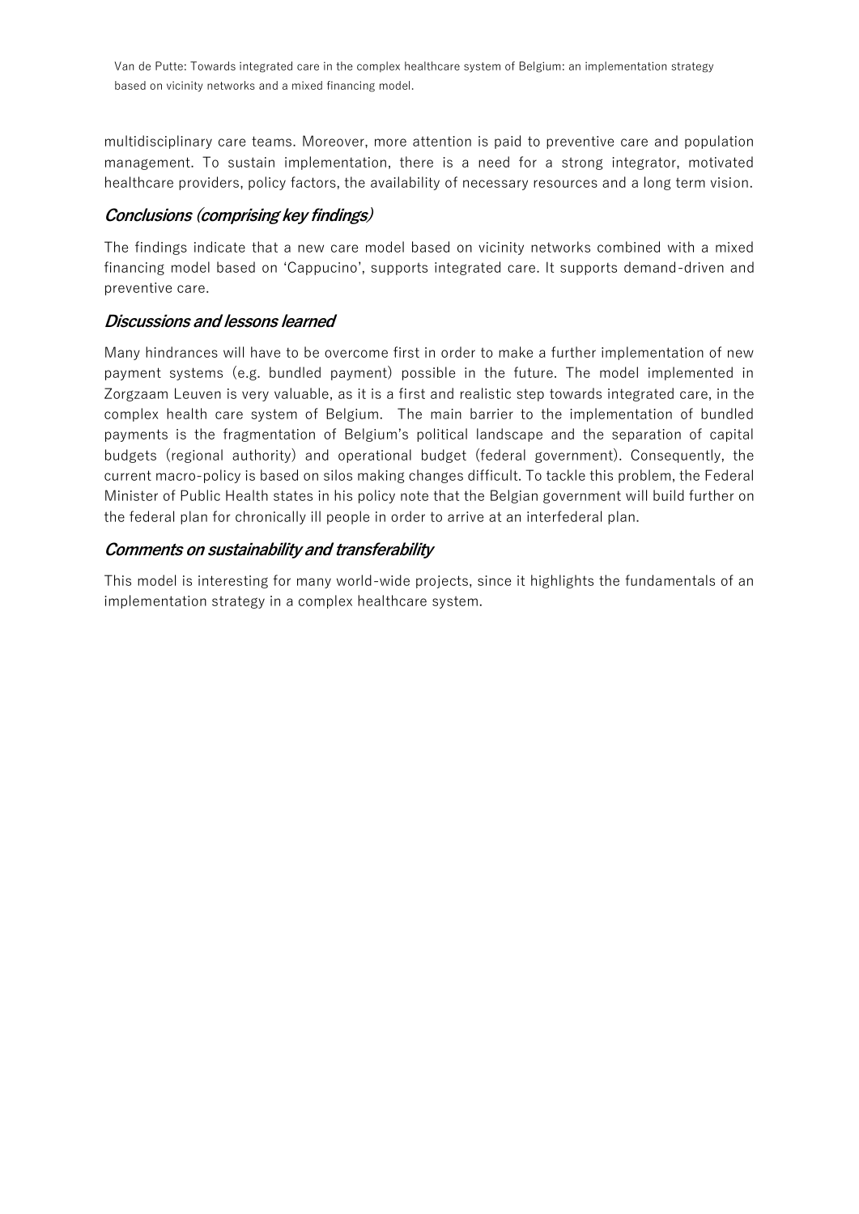multidisciplinary care teams. Moreover, more attention is paid to preventive care and population management. To sustain implementation, there is a need for a strong integrator, motivated healthcare providers, policy factors, the availability of necessary resources and a long term vision.

### *Conclusions (comprising key findings)*

The findings indicate that a new care model based on vicinity networks combined with a mixed financing model based on 'Cappucino', supports integrated care. It supports demand-driven and preventive care.

### *Discussions and lessons learned*

Many hindrances will have to be overcome first in order to make a further implementation of new payment systems (e.g. bundled payment) possible in the future. The model implemented in Zorgzaam Leuven is very valuable, as it is a first and realistic step towards integrated care, in the complex health care system of Belgium. The main barrier to the implementation of bundled payments is the fragmentation of Belgium's political landscape and the separation of capital budgets (regional authority) and operational budget (federal government). Consequently, the current macro-policy is based on silos making changes difficult. To tackle this problem, the Federal Minister of Public Health states in his policy note that the Belgian government will build further on the federal plan for chronically ill people in order to arrive at an interfederal plan.

### *Comments on sustainability and transferability*

This model is interesting for many world-wide projects, since it highlights the fundamentals of an implementation strategy in a complex healthcare system.